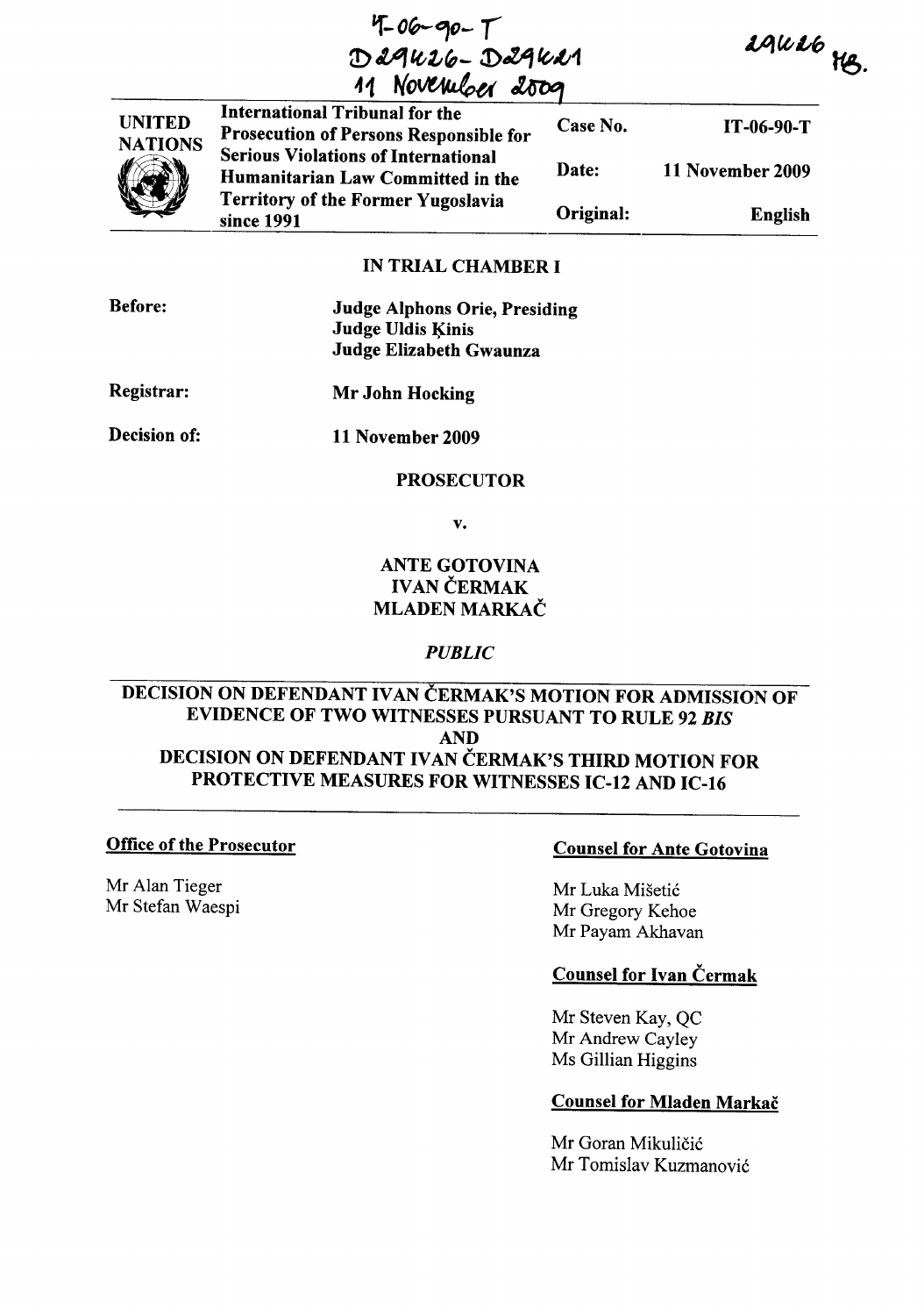IT-06-90-T
D29426 - D29421
11 November 2009

29426 MB.

| UNITED NATIONS | International Tribunal for the Prosecution of Persons Responsible for Serious Violations of International Humanitarian Law Committed in the Territory of the Former Yugoslavia since 1991 | Case No. | IT-06-90-T |
|---|---|---|---|
| | | Date: | 11 November 2009 |
| | | Original: | English |

**IN TRIAL CHAMBER I**

**Before:** **Judge Alphons Orie, Presiding**
**Judge Uldis Ķinis**
**Judge Elizabeth Gwaunza**

**Registrar:** **Mr John Hocking**

**Decision of:** **11 November 2009**

**PROSECUTOR**

**v.**

**ANTE GOTOVINA**
**IVAN ČERMAK**
**MLADEN MARKAČ**

***PUBLIC***

**DECISION ON DEFENDANT IVAN ČERMAK'S MOTION FOR ADMISSION OF EVIDENCE OF TWO WITNESSES PURSUANT TO RULE 92 *BIS***
**AND**
**DECISION ON DEFENDANT IVAN ČERMAK'S THIRD MOTION FOR PROTECTIVE MEASURES FOR WITNESSES IC-12 AND IC-16**

**Office of the Prosecutor**

Mr Alan Tieger
Mr Stefan Waespi

**Counsel for Ante Gotovina**

Mr Luka Mišetić
Mr Gregory Kehoe
Mr Payam Akhavan

**Counsel for Ivan Čermak**

Mr Steven Kay, QC
Mr Andrew Cayley
Ms Gillian Higgins

**Counsel for Mladen Markač**

Mr Goran Mikuličić
Mr Tomislav Kuzmanović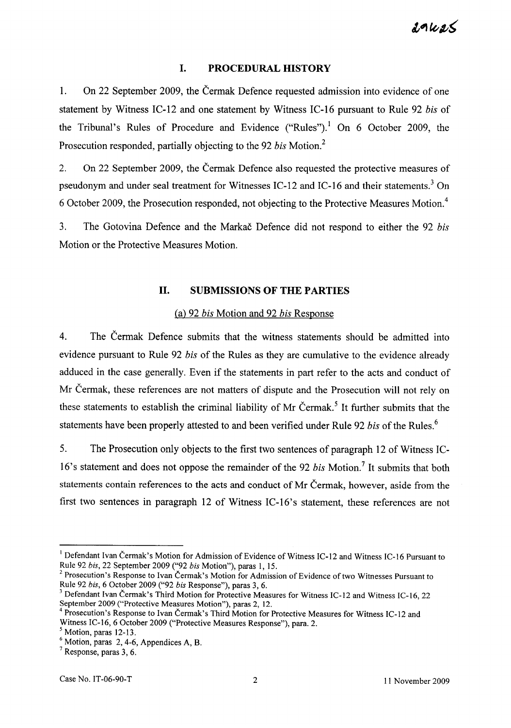## I. PROCEDURAL HISTORY

1. On 22 September 2009, the Čermak Defence requested admission into evidence of one statement by Witness IC-12 and one statement by Witness IC-16 pursuant to Rule 92 *bis* of the Tribunal's Rules of Procedure and Evidence ("Rules").[1] On 6 October 2009, the Prosecution responded, partially objecting to the 92 *bis* Motion.[2]

2. On 22 September 2009, the Čermak Defence also requested the protective measures of pseudonym and under seal treatment for Witnesses IC-12 and IC-16 and their statements.[3] On 6 October 2009, the Prosecution responded, not objecting to the Protective Measures Motion.[4]

3. The Gotovina Defence and the Markač Defence did not respond to either the 92 *bis* Motion or the Protective Measures Motion.

## II. SUBMISSIONS OF THE PARTIES

### (a) 92 *bis* Motion and 92 *bis* Response

4. The Čermak Defence submits that the witness statements should be admitted into evidence pursuant to Rule 92 *bis* of the Rules as they are cumulative to the evidence already adduced in the case generally. Even if the statements in part refer to the acts and conduct of Mr Čermak, these references are not matters of dispute and the Prosecution will not rely on these statements to establish the criminal liability of Mr Čermak.[5] It further submits that the statements have been properly attested to and been verified under Rule 92 *bis* of the Rules.[6]

5. The Prosecution only objects to the first two sentences of paragraph 12 of Witness IC-16's statement and does not oppose the remainder of the 92 *bis* Motion.[7] It submits that both statements contain references to the acts and conduct of Mr Čermak, however, aside from the first two sentences in paragraph 12 of Witness IC-16's statement, these references are not

---

[1] Defendant Ivan Čermak's Motion for Admission of Evidence of Witness IC-12 and Witness IC-16 Pursuant to Rule 92 *bis*, 22 September 2009 ("92 *bis* Motion"), paras 1, 15.

[2] Prosecution's Response to Ivan Čermak's Motion for Admission of Evidence of two Witnesses Pursuant to Rule 92 *bis*, 6 October 2009 ("92 *bis* Response"), paras 3, 6.

[3] Defendant Ivan Čermak's Third Motion for Protective Measures for Witness IC-12 and Witness IC-16, 22 September 2009 ("Protective Measures Motion"), paras 2, 12.

[4] Prosecution's Response to Ivan Čermak's Third Motion for Protective Measures for Witness IC-12 and Witness IC-16, 6 October 2009 ("Protective Measures Response"), para. 2.

[5] Motion, paras 12-13.

[6] Motion, paras 2, 4-6, Appendices A, B.

[7] Response, paras 3, 6.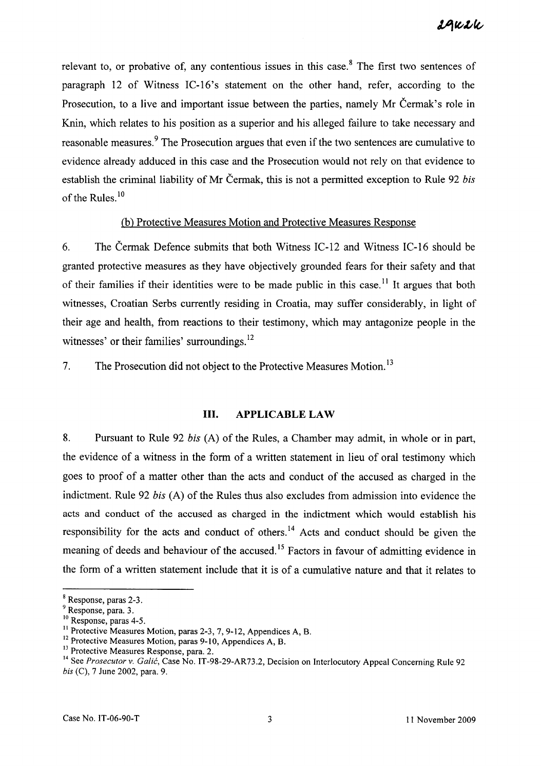relevant to, or probative of, any contentious issues in this case.[8] The first two sentences of paragraph 12 of Witness IC-16's statement on the other hand, refer, according to the Prosecution, to a live and important issue between the parties, namely Mr Čermak's role in Knin, which relates to his position as a superior and his alleged failure to take necessary and reasonable measures.[9] The Prosecution argues that even if the two sentences are cumulative to evidence already adduced in this case and the Prosecution would not rely on that evidence to establish the criminal liability of Mr Čermak, this is not a permitted exception to Rule 92 *bis* of the Rules.[10]

(b) Protective Measures Motion and Protective Measures Response

6. The Čermak Defence submits that both Witness IC-12 and Witness IC-16 should be granted protective measures as they have objectively grounded fears for their safety and that of their families if their identities were to be made public in this case.[11] It argues that both witnesses, Croatian Serbs currently residing in Croatia, may suffer considerably, in light of their age and health, from reactions to their testimony, which may antagonize people in the witnesses' or their families' surroundings.[12]

7. The Prosecution did not object to the Protective Measures Motion.[13]

## III. APPLICABLE LAW

8. Pursuant to Rule 92 *bis* (A) of the Rules, a Chamber may admit, in whole or in part, the evidence of a witness in the form of a written statement in lieu of oral testimony which goes to proof of a matter other than the acts and conduct of the accused as charged in the indictment. Rule 92 *bis* (A) of the Rules thus also excludes from admission into evidence the acts and conduct of the accused as charged in the indictment which would establish his responsibility for the acts and conduct of others.[14] Acts and conduct should be given the meaning of deeds and behaviour of the accused.[15] Factors in favour of admitting evidence in the form of a written statement include that it is of a cumulative nature and that it relates to

---

[8] Response, paras 2-3.

[9] Response, para. 3.

[10] Response, paras 4-5.

[11] Protective Measures Motion, paras 2-3, 7, 9-12, Appendices A, B.

[12] Protective Measures Motion, paras 9-10, Appendices A, B.

[13] Protective Measures Response, para. 2.

[14] See *Prosecutor v. Galić*, Case No. IT-98-29-AR73.2, Decision on Interlocutory Appeal Concerning Rule 92 *bis* (C), 7 June 2002, para. 9.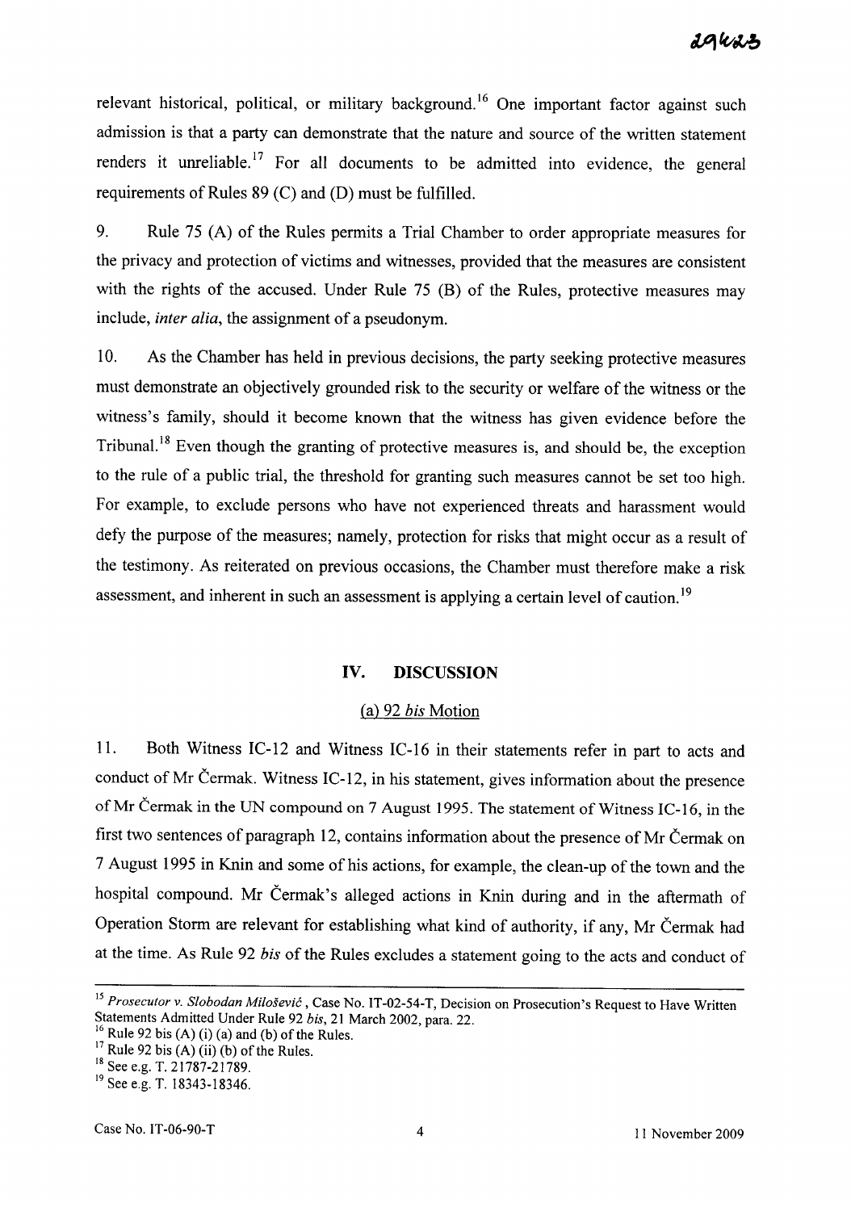relevant historical, political, or military background.[16] One important factor against such admission is that a party can demonstrate that the nature and source of the written statement renders it unreliable.[17] For all documents to be admitted into evidence, the general requirements of Rules 89 (C) and (D) must be fulfilled.

9. Rule 75 (A) of the Rules permits a Trial Chamber to order appropriate measures for the privacy and protection of victims and witnesses, provided that the measures are consistent with the rights of the accused. Under Rule 75 (B) of the Rules, protective measures may include, *inter alia*, the assignment of a pseudonym.

10. As the Chamber has held in previous decisions, the party seeking protective measures must demonstrate an objectively grounded risk to the security or welfare of the witness or the witness's family, should it become known that the witness has given evidence before the Tribunal.[18] Even though the granting of protective measures is, and should be, the exception to the rule of a public trial, the threshold for granting such measures cannot be set too high. For example, to exclude persons who have not experienced threats and harassment would defy the purpose of the measures; namely, protection for risks that might occur as a result of the testimony. As reiterated on previous occasions, the Chamber must therefore make a risk assessment, and inherent in such an assessment is applying a certain level of caution.[19]

## IV. DISCUSSION

### (a) 92 *bis* Motion

11. Both Witness IC-12 and Witness IC-16 in their statements refer in part to acts and conduct of Mr Čermak. Witness IC-12, in his statement, gives information about the presence of Mr Čermak in the UN compound on 7 August 1995. The statement of Witness IC-16, in the first two sentences of paragraph 12, contains information about the presence of Mr Čermak on 7 August 1995 in Knin and some of his actions, for example, the clean-up of the town and the hospital compound. Mr Čermak's alleged actions in Knin during and in the aftermath of Operation Storm are relevant for establishing what kind of authority, if any, Mr Čermak had at the time. As Rule 92 *bis* of the Rules excludes a statement going to the acts and conduct of

---

[15] *Prosecutor v. Slobodan Milošević*, Case No. IT-02-54-T, Decision on Prosecution's Request to Have Written Statements Admitted Under Rule 92 *bis*, 21 March 2002, para. 22.

[16] Rule 92 bis (A) (i) (a) and (b) of the Rules.

[17] Rule 92 bis (A) (ii) (b) of the Rules.

[18] See e.g. T. 21787-21789.

[19] See e.g. T. 18343-18346.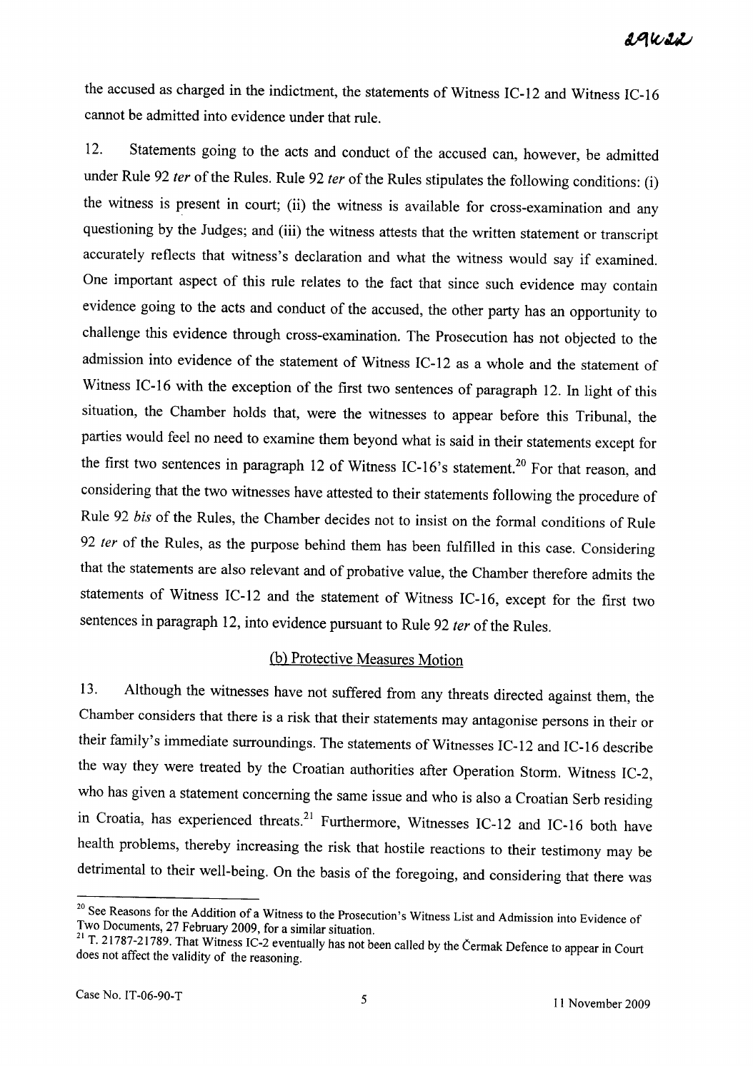the accused as charged in the indictment, the statements of Witness IC-12 and Witness IC-16 cannot be admitted into evidence under that rule.

12. Statements going to the acts and conduct of the accused can, however, be admitted under Rule 92 *ter* of the Rules. Rule 92 *ter* of the Rules stipulates the following conditions: (i) the witness is present in court; (ii) the witness is available for cross-examination and any questioning by the Judges; and (iii) the witness attests that the written statement or transcript accurately reflects that witness's declaration and what the witness would say if examined. One important aspect of this rule relates to the fact that since such evidence may contain evidence going to the acts and conduct of the accused, the other party has an opportunity to challenge this evidence through cross-examination. The Prosecution has not objected to the admission into evidence of the statement of Witness IC-12 as a whole and the statement of Witness IC-16 with the exception of the first two sentences of paragraph 12. In light of this situation, the Chamber holds that, were the witnesses to appear before this Tribunal, the parties would feel no need to examine them beyond what is said in their statements except for the first two sentences in paragraph 12 of Witness IC-16's statement.[20] For that reason, and considering that the two witnesses have attested to their statements following the procedure of Rule 92 *bis* of the Rules, the Chamber decides not to insist on the formal conditions of Rule 92 *ter* of the Rules, as the purpose behind them has been fulfilled in this case. Considering that the statements are also relevant and of probative value, the Chamber therefore admits the statements of Witness IC-12 and the statement of Witness IC-16, except for the first two sentences in paragraph 12, into evidence pursuant to Rule 92 *ter* of the Rules.

(b) Protective Measures Motion

13. Although the witnesses have not suffered from any threats directed against them, the Chamber considers that there is a risk that their statements may antagonise persons in their or their family's immediate surroundings. The statements of Witnesses IC-12 and IC-16 describe the way they were treated by the Croatian authorities after Operation Storm. Witness IC-2, who has given a statement concerning the same issue and who is also a Croatian Serb residing in Croatia, has experienced threats.[21] Furthermore, Witnesses IC-12 and IC-16 both have health problems, thereby increasing the risk that hostile reactions to their testimony may be detrimental to their well-being. On the basis of the foregoing, and considering that there was

---

[20] See Reasons for the Addition of a Witness to the Prosecution's Witness List and Admission into Evidence of Two Documents, 27 February 2009, for a similar situation.

[21] T. 21787-21789. That Witness IC-2 eventually has not been called by the Čermak Defence to appear in Court does not affect the validity of the reasoning.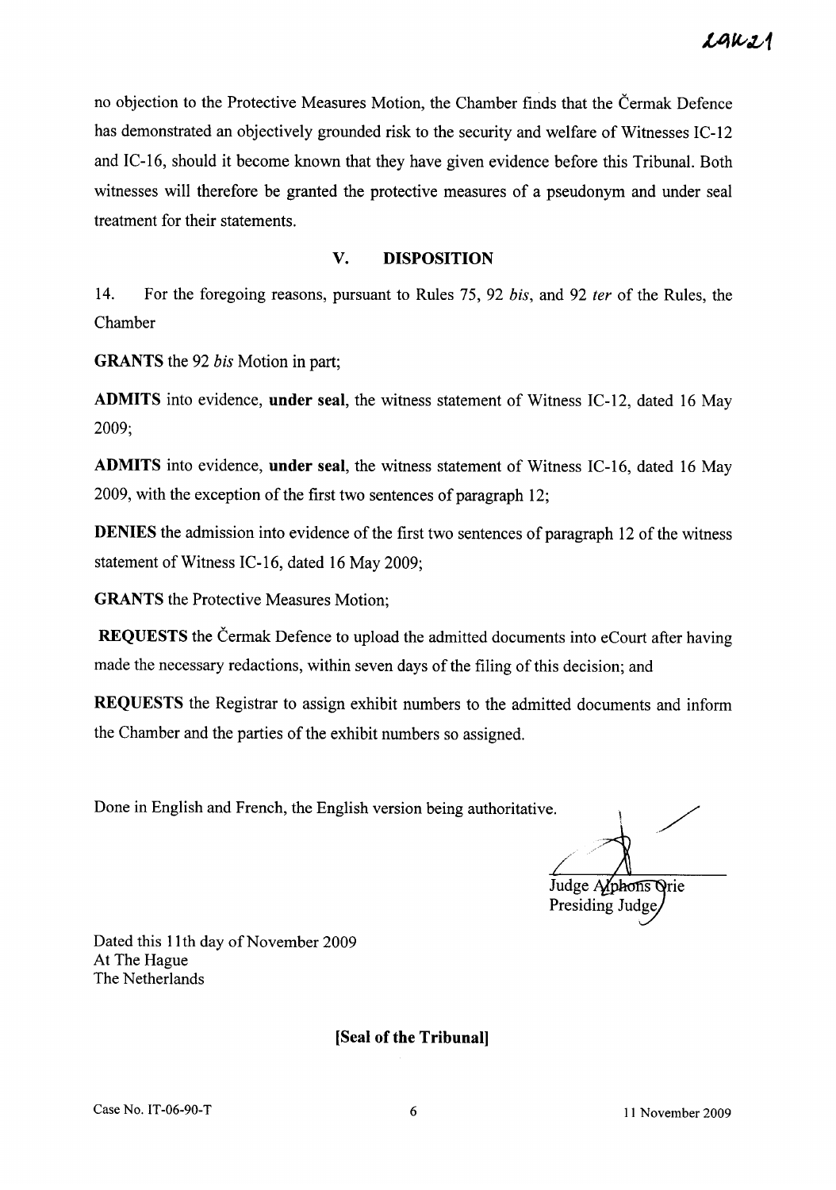no objection to the Protective Measures Motion, the Chamber finds that the Čermak Defence has demonstrated an objectively grounded risk to the security and welfare of Witnesses IC-12 and IC-16, should it become known that they have given evidence before this Tribunal. Both witnesses will therefore be granted the protective measures of a pseudonym and under seal treatment for their statements.

## V. DISPOSITION

14. For the foregoing reasons, pursuant to Rules 75, 92 *bis*, and 92 *ter* of the Rules, the Chamber

**GRANTS** the 92 *bis* Motion in part;

**ADMITS** into evidence, **under seal**, the witness statement of Witness IC-12, dated 16 May 2009;

**ADMITS** into evidence, **under seal**, the witness statement of Witness IC-16, dated 16 May 2009, with the exception of the first two sentences of paragraph 12;

**DENIES** the admission into evidence of the first two sentences of paragraph 12 of the witness statement of Witness IC-16, dated 16 May 2009;

**GRANTS** the Protective Measures Motion;

**REQUESTS** the Čermak Defence to upload the admitted documents into eCourt after having made the necessary redactions, within seven days of the filing of this decision; and

**REQUESTS** the Registrar to assign exhibit numbers to the admitted documents and inform the Chamber and the parties of the exhibit numbers so assigned.

Done in English and French, the English version being authoritative.

Judge Alphons Orie
Presiding Judge

Dated this 11th day of November 2009
At The Hague
The Netherlands

**[Seal of the Tribunal]**